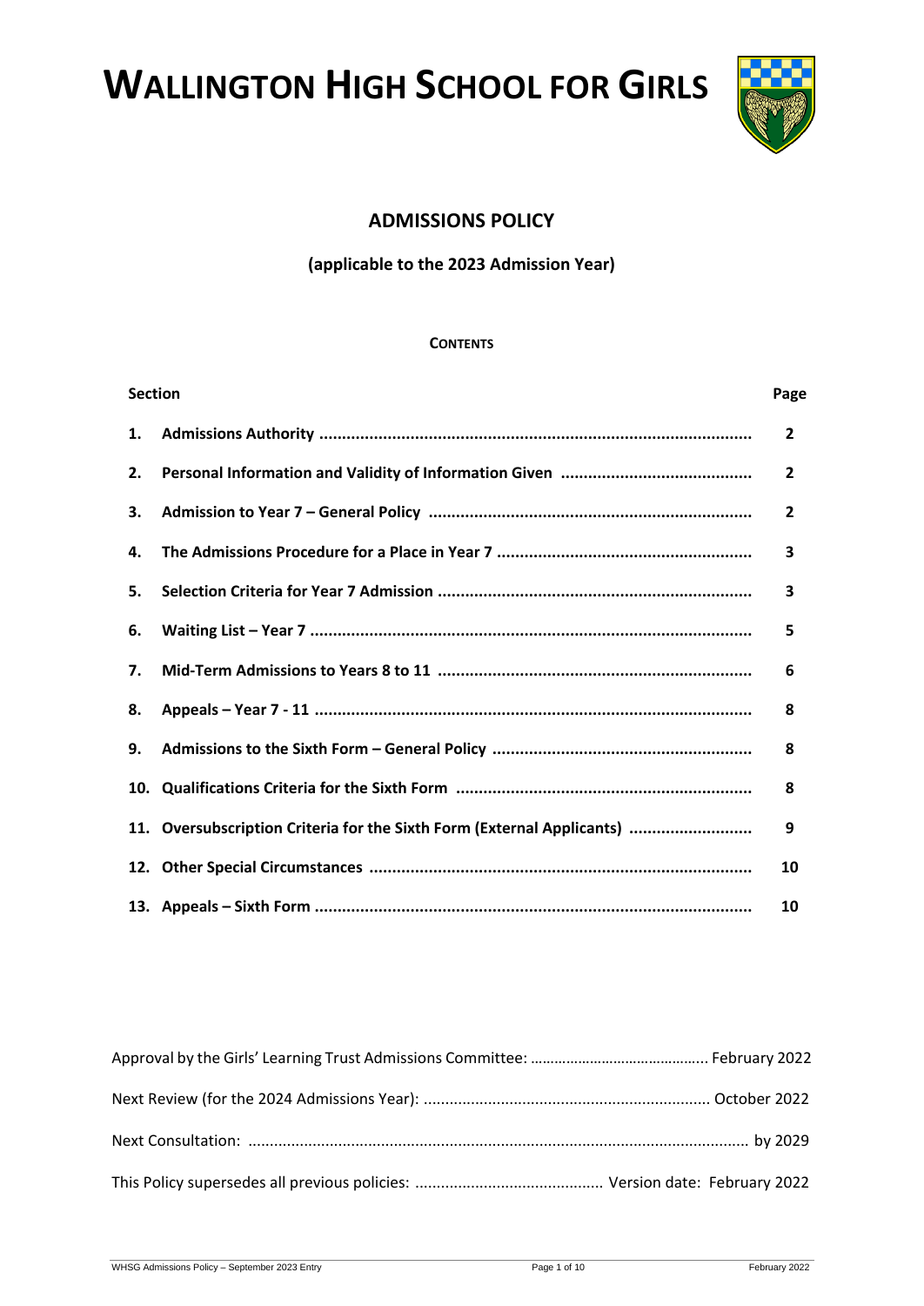# WALLINGTON HIGH SCHOOL FOR GIRLS

## ADMISSIONS POLICY

### (applicable to the 2023 Admission Year)

**CONTENTS**

| Section | | Page |
|---|---|---|
| 1. | Admissions Authority | 2 |
| 2. | Personal Information and Validity of Information Given | 2 |
| 3. | Admission to Year 7 – General Policy | 2 |
| 4. | The Admissions Procedure for a Place in Year 7 | 3 |
| 5. | Selection Criteria for Year 7 Admission | 3 |
| 6. | Waiting List – Year 7 | 5 |
| 7. | Mid-Term Admissions to Years 8 to 11 | 6 |
| 8. | Appeals – Year 7 - 11 | 8 |
| 9. | Admissions to the Sixth Form – General Policy | 8 |
| 10. | Qualifications Criteria for the Sixth Form | 8 |
| 11. | Oversubscription Criteria for the Sixth Form (External Applicants) | 9 |
| 12. | Other Special Circumstances | 10 |
| 13. | Appeals – Sixth Form | 10 |

Approval by the Girls' Learning Trust Admissions Committee: February 2022

Next Review (for the 2024 Admissions Year): October 2022

Next Consultation: by 2029

This Policy supersedes all previous policies: Version date: February 2022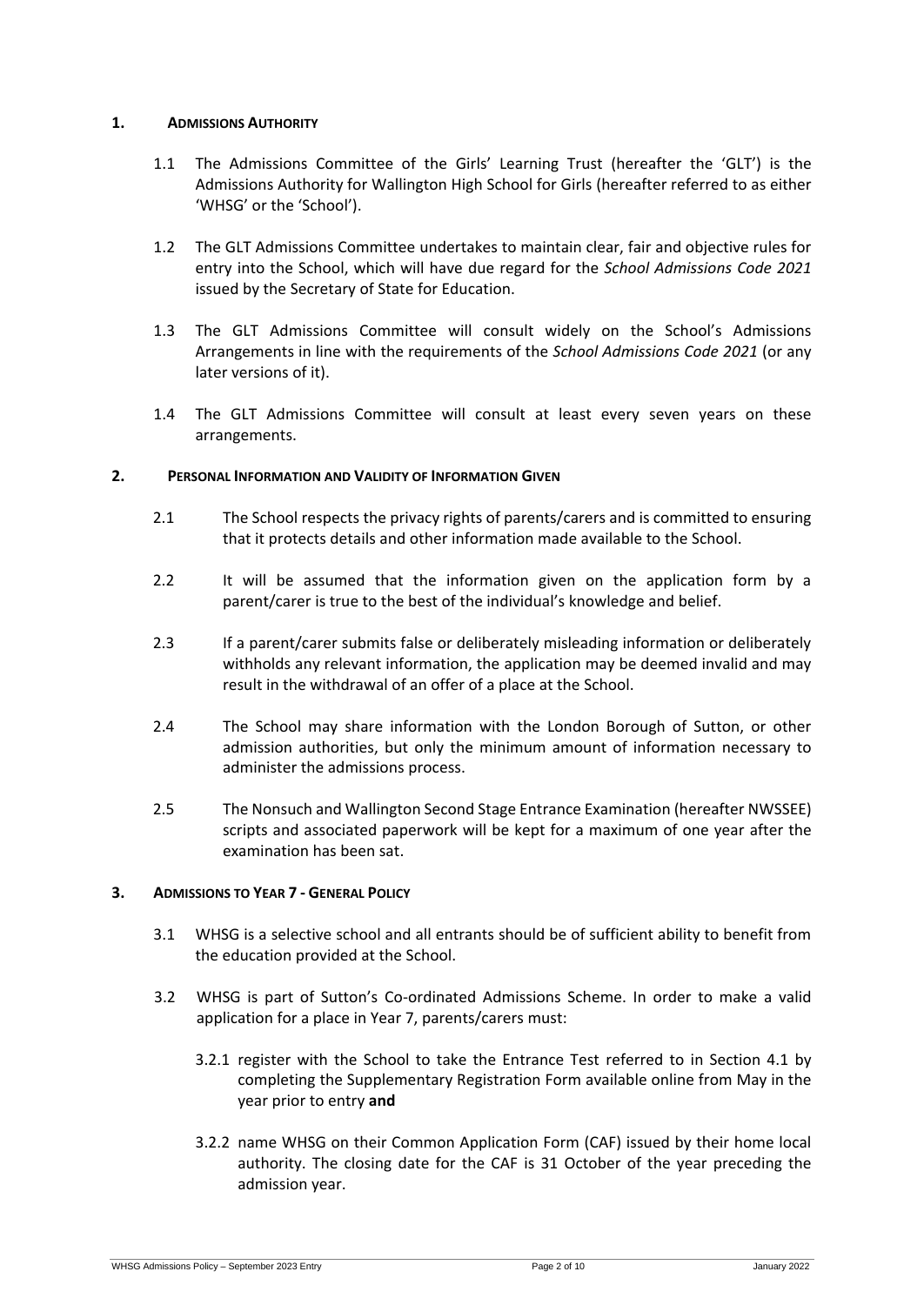## 1. ADMISSIONS AUTHORITY

1.1 The Admissions Committee of the Girls' Learning Trust (hereafter the 'GLT') is the Admissions Authority for Wallington High School for Girls (hereafter referred to as either 'WHSG' or the 'School').

1.2 The GLT Admissions Committee undertakes to maintain clear, fair and objective rules for entry into the School, which will have due regard for the *School Admissions Code 2021* issued by the Secretary of State for Education.

1.3 The GLT Admissions Committee will consult widely on the School's Admissions Arrangements in line with the requirements of the *School Admissions Code 2021* (or any later versions of it).

1.4 The GLT Admissions Committee will consult at least every seven years on these arrangements.

## 2. PERSONAL INFORMATION AND VALIDITY OF INFORMATION GIVEN

2.1 The School respects the privacy rights of parents/carers and is committed to ensuring that it protects details and other information made available to the School.

2.2 It will be assumed that the information given on the application form by a parent/carer is true to the best of the individual's knowledge and belief.

2.3 If a parent/carer submits false or deliberately misleading information or deliberately withholds any relevant information, the application may be deemed invalid and may result in the withdrawal of an offer of a place at the School.

2.4 The School may share information with the London Borough of Sutton, or other admission authorities, but only the minimum amount of information necessary to administer the admissions process.

2.5 The Nonsuch and Wallington Second Stage Entrance Examination (hereafter NWSSEE) scripts and associated paperwork will be kept for a maximum of one year after the examination has been sat.

## 3. ADMISSIONS TO YEAR 7 - GENERAL POLICY

3.1 WHSG is a selective school and all entrants should be of sufficient ability to benefit from the education provided at the School.

3.2 WHSG is part of Sutton's Co-ordinated Admissions Scheme. In order to make a valid application for a place in Year 7, parents/carers must:

3.2.1 register with the School to take the Entrance Test referred to in Section 4.1 by completing the Supplementary Registration Form available online from May in the year prior to entry **and**

3.2.2 name WHSG on their Common Application Form (CAF) issued by their home local authority. The closing date for the CAF is 31 October of the year preceding the admission year.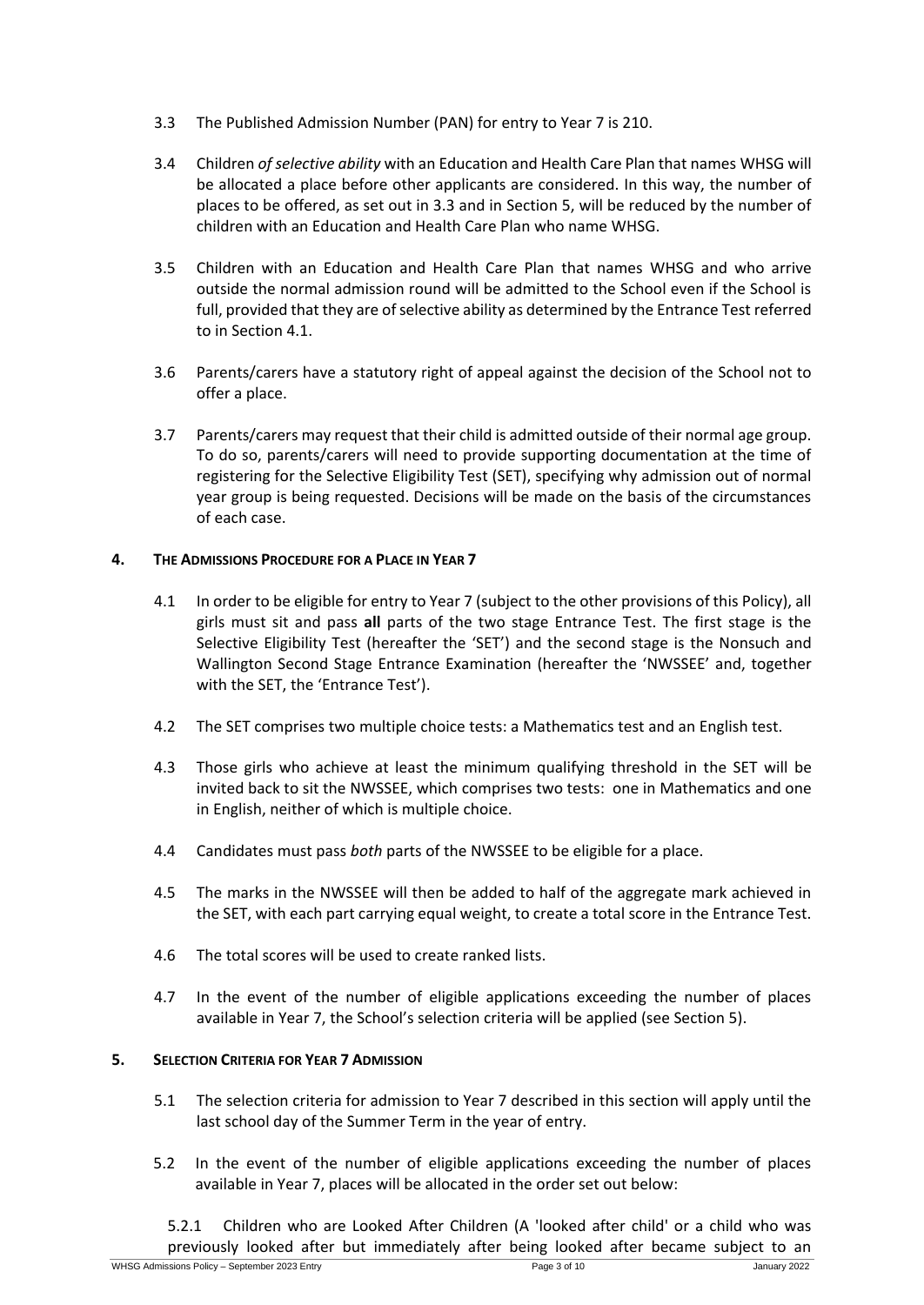3.3 The Published Admission Number (PAN) for entry to Year 7 is 210.

3.4 Children *of selective ability* with an Education and Health Care Plan that names WHSG will be allocated a place before other applicants are considered. In this way, the number of places to be offered, as set out in 3.3 and in Section 5, will be reduced by the number of children with an Education and Health Care Plan who name WHSG.

3.5 Children with an Education and Health Care Plan that names WHSG and who arrive outside the normal admission round will be admitted to the School even if the School is full, provided that they are of selective ability as determined by the Entrance Test referred to in Section 4.1.

3.6 Parents/carers have a statutory right of appeal against the decision of the School not to offer a place.

3.7 Parents/carers may request that their child is admitted outside of their normal age group. To do so, parents/carers will need to provide supporting documentation at the time of registering for the Selective Eligibility Test (SET), specifying why admission out of normal year group is being requested. Decisions will be made on the basis of the circumstances of each case.

## 4. THE ADMISSIONS PROCEDURE FOR A PLACE IN YEAR 7

4.1 In order to be eligible for entry to Year 7 (subject to the other provisions of this Policy), all girls must sit and pass **all** parts of the two stage Entrance Test. The first stage is the Selective Eligibility Test (hereafter the 'SET') and the second stage is the Nonsuch and Wallington Second Stage Entrance Examination (hereafter the 'NWSSEE' and, together with the SET, the 'Entrance Test').

4.2 The SET comprises two multiple choice tests: a Mathematics test and an English test.

4.3 Those girls who achieve at least the minimum qualifying threshold in the SET will be invited back to sit the NWSSEE, which comprises two tests: one in Mathematics and one in English, neither of which is multiple choice.

4.4 Candidates must pass *both* parts of the NWSSEE to be eligible for a place.

4.5 The marks in the NWSSEE will then be added to half of the aggregate mark achieved in the SET, with each part carrying equal weight, to create a total score in the Entrance Test.

4.6 The total scores will be used to create ranked lists.

4.7 In the event of the number of eligible applications exceeding the number of places available in Year 7, the School's selection criteria will be applied (see Section 5).

## 5. SELECTION CRITERIA FOR YEAR 7 ADMISSION

5.1 The selection criteria for admission to Year 7 described in this section will apply until the last school day of the Summer Term in the year of entry.

5.2 In the event of the number of eligible applications exceeding the number of places available in Year 7, places will be allocated in the order set out below:

5.2.1 Children who are Looked After Children (A 'looked after child' or a child who was previously looked after but immediately after being looked after became subject to an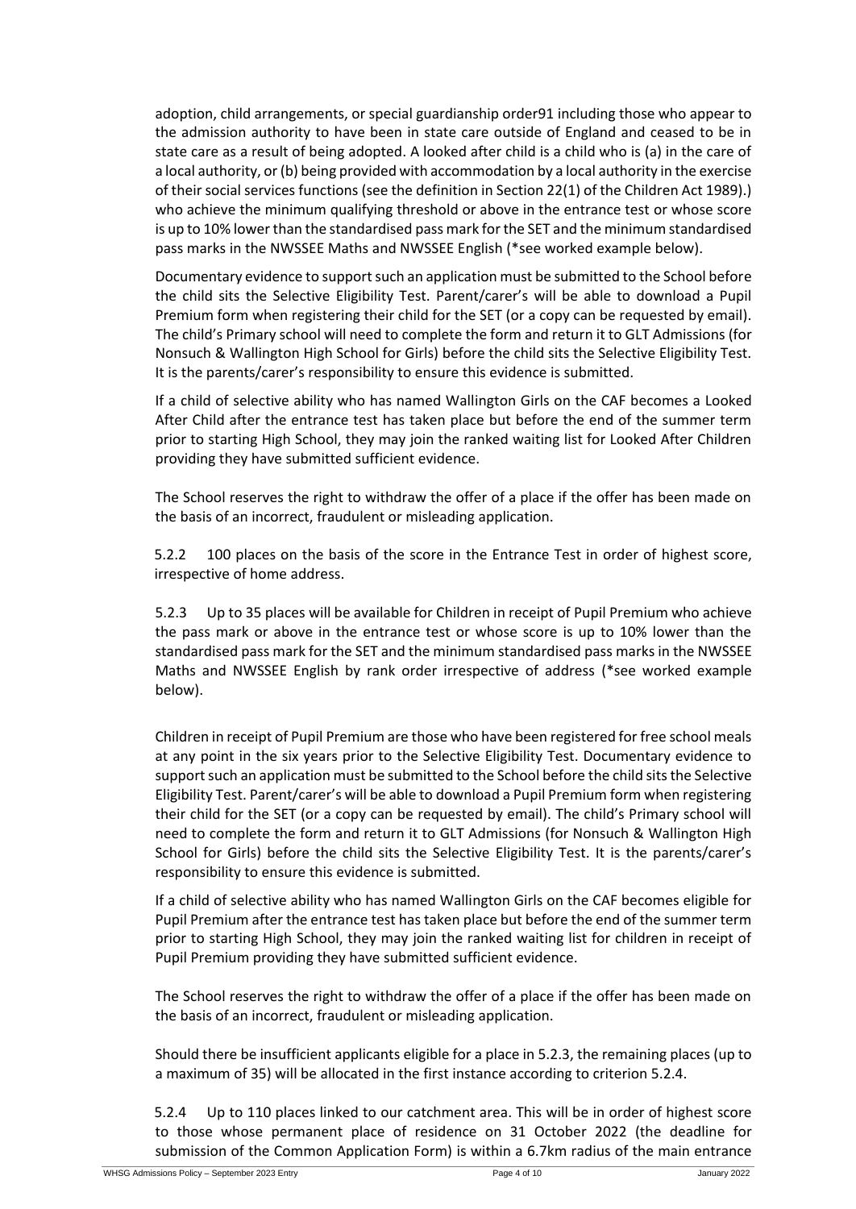adoption, child arrangements, or special guardianship order91 including those who appear to the admission authority to have been in state care outside of England and ceased to be in state care as a result of being adopted. A looked after child is a child who is (a) in the care of a local authority, or (b) being provided with accommodation by a local authority in the exercise of their social services functions (see the definition in Section 22(1) of the Children Act 1989).) who achieve the minimum qualifying threshold or above in the entrance test or whose score is up to 10% lower than the standardised pass mark for the SET and the minimum standardised pass marks in the NWSSEE Maths and NWSSEE English (*see worked example below).

Documentary evidence to support such an application must be submitted to the School before the child sits the Selective Eligibility Test. Parent/carer's will be able to download a Pupil Premium form when registering their child for the SET (or a copy can be requested by email). The child's Primary school will need to complete the form and return it to GLT Admissions (for Nonsuch & Wallington High School for Girls) before the child sits the Selective Eligibility Test. It is the parents/carer's responsibility to ensure this evidence is submitted.

If a child of selective ability who has named Wallington Girls on the CAF becomes a Looked After Child after the entrance test has taken place but before the end of the summer term prior to starting High School, they may join the ranked waiting list for Looked After Children providing they have submitted sufficient evidence.

The School reserves the right to withdraw the offer of a place if the offer has been made on the basis of an incorrect, fraudulent or misleading application.

5.2.2 100 places on the basis of the score in the Entrance Test in order of highest score, irrespective of home address.

5.2.3 Up to 35 places will be available for Children in receipt of Pupil Premium who achieve the pass mark or above in the entrance test or whose score is up to 10% lower than the standardised pass mark for the SET and the minimum standardised pass marks in the NWSSEE Maths and NWSSEE English by rank order irrespective of address (*see worked example below).

Children in receipt of Pupil Premium are those who have been registered for free school meals at any point in the six years prior to the Selective Eligibility Test. Documentary evidence to support such an application must be submitted to the School before the child sits the Selective Eligibility Test. Parent/carer's will be able to download a Pupil Premium form when registering their child for the SET (or a copy can be requested by email). The child's Primary school will need to complete the form and return it to GLT Admissions (for Nonsuch & Wallington High School for Girls) before the child sits the Selective Eligibility Test. It is the parents/carer's responsibility to ensure this evidence is submitted.

If a child of selective ability who has named Wallington Girls on the CAF becomes eligible for Pupil Premium after the entrance test has taken place but before the end of the summer term prior to starting High School, they may join the ranked waiting list for children in receipt of Pupil Premium providing they have submitted sufficient evidence.

The School reserves the right to withdraw the offer of a place if the offer has been made on the basis of an incorrect, fraudulent or misleading application.

Should there be insufficient applicants eligible for a place in 5.2.3, the remaining places (up to a maximum of 35) will be allocated in the first instance according to criterion 5.2.4.

5.2.4 Up to 110 places linked to our catchment area. This will be in order of highest score to those whose permanent place of residence on 31 October 2022 (the deadline for submission of the Common Application Form) is within a 6.7km radius of the main entrance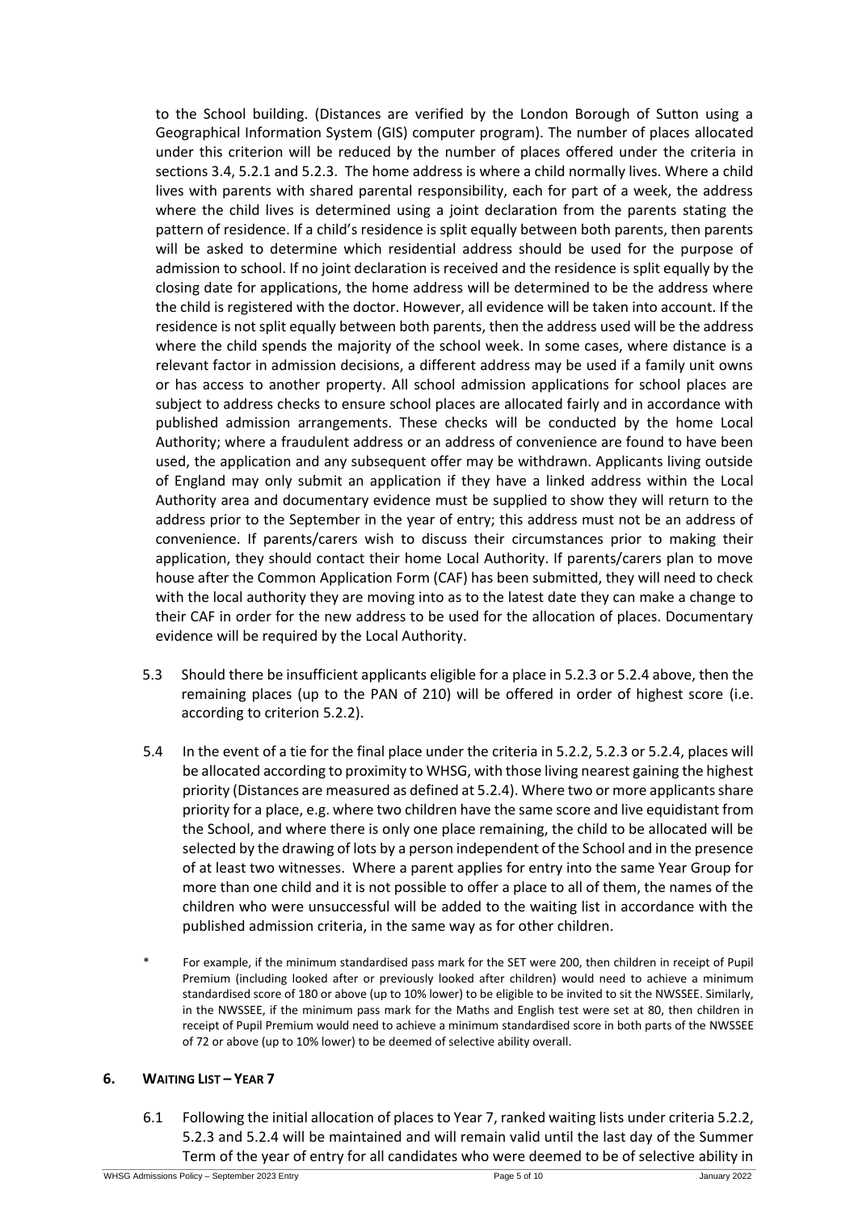to the School building. (Distances are verified by the London Borough of Sutton using a Geographical Information System (GIS) computer program). The number of places allocated under this criterion will be reduced by the number of places offered under the criteria in sections 3.4, 5.2.1 and 5.2.3. The home address is where a child normally lives. Where a child lives with parents with shared parental responsibility, each for part of a week, the address where the child lives is determined using a joint declaration from the parents stating the pattern of residence. If a child's residence is split equally between both parents, then parents will be asked to determine which residential address should be used for the purpose of admission to school. If no joint declaration is received and the residence is split equally by the closing date for applications, the home address will be determined to be the address where the child is registered with the doctor. However, all evidence will be taken into account. If the residence is not split equally between both parents, then the address used will be the address where the child spends the majority of the school week. In some cases, where distance is a relevant factor in admission decisions, a different address may be used if a family unit owns or has access to another property. All school admission applications for school places are subject to address checks to ensure school places are allocated fairly and in accordance with published admission arrangements. These checks will be conducted by the home Local Authority; where a fraudulent address or an address of convenience are found to have been used, the application and any subsequent offer may be withdrawn. Applicants living outside of England may only submit an application if they have a linked address within the Local Authority area and documentary evidence must be supplied to show they will return to the address prior to the September in the year of entry; this address must not be an address of convenience. If parents/carers wish to discuss their circumstances prior to making their application, they should contact their home Local Authority. If parents/carers plan to move house after the Common Application Form (CAF) has been submitted, they will need to check with the local authority they are moving into as to the latest date they can make a change to their CAF in order for the new address to be used for the allocation of places. Documentary evidence will be required by the Local Authority.

5.3 Should there be insufficient applicants eligible for a place in 5.2.3 or 5.2.4 above, then the remaining places (up to the PAN of 210) will be offered in order of highest score (i.e. according to criterion 5.2.2).

5.4 In the event of a tie for the final place under the criteria in 5.2.2, 5.2.3 or 5.2.4, places will be allocated according to proximity to WHSG, with those living nearest gaining the highest priority (Distances are measured as defined at 5.2.4). Where two or more applicants share priority for a place, e.g. where two children have the same score and live equidistant from the School, and where there is only one place remaining, the child to be allocated will be selected by the drawing of lots by a person independent of the School and in the presence of at least two witnesses. Where a parent applies for entry into the same Year Group for more than one child and it is not possible to offer a place to all of them, the names of the children who were unsuccessful will be added to the waiting list in accordance with the published admission criteria, in the same way as for other children.

\* For example, if the minimum standardised pass mark for the SET were 200, then children in receipt of Pupil Premium (including looked after or previously looked after children) would need to achieve a minimum standardised score of 180 or above (up to 10% lower) to be eligible to be invited to sit the NWSSEE. Similarly, in the NWSSEE, if the minimum pass mark for the Maths and English test were set at 80, then children in receipt of Pupil Premium would need to achieve a minimum standardised score in both parts of the NWSSEE of 72 or above (up to 10% lower) to be deemed of selective ability overall.

## 6. WAITING LIST – YEAR 7

6.1 Following the initial allocation of places to Year 7, ranked waiting lists under criteria 5.2.2, 5.2.3 and 5.2.4 will be maintained and will remain valid until the last day of the Summer Term of the year of entry for all candidates who were deemed to be of selective ability in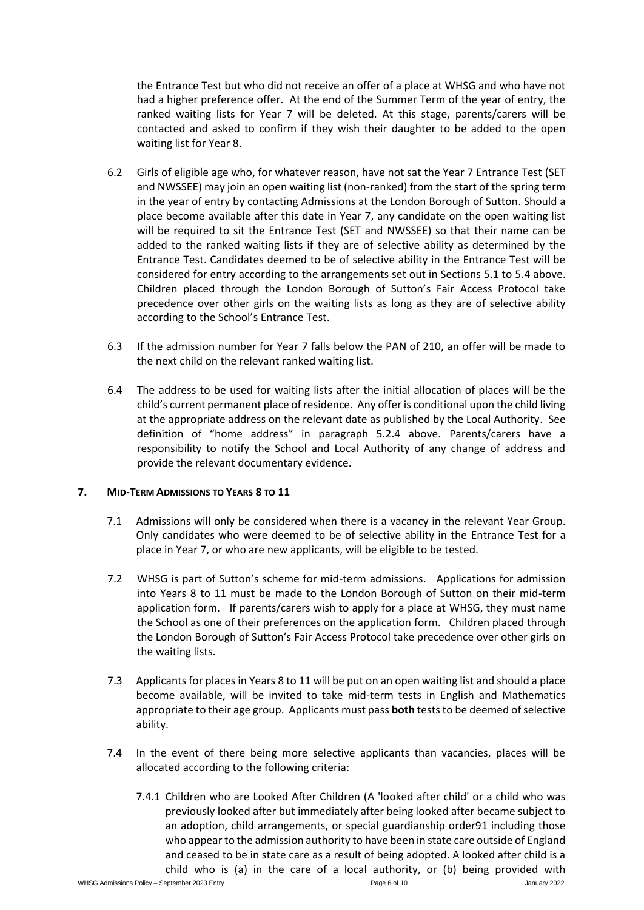the Entrance Test but who did not receive an offer of a place at WHSG and who have not had a higher preference offer. At the end of the Summer Term of the year of entry, the ranked waiting lists for Year 7 will be deleted. At this stage, parents/carers will be contacted and asked to confirm if they wish their daughter to be added to the open waiting list for Year 8.

6.2 Girls of eligible age who, for whatever reason, have not sat the Year 7 Entrance Test (SET and NWSSEE) may join an open waiting list (non-ranked) from the start of the spring term in the year of entry by contacting Admissions at the London Borough of Sutton. Should a place become available after this date in Year 7, any candidate on the open waiting list will be required to sit the Entrance Test (SET and NWSSEE) so that their name can be added to the ranked waiting lists if they are of selective ability as determined by the Entrance Test. Candidates deemed to be of selective ability in the Entrance Test will be considered for entry according to the arrangements set out in Sections 5.1 to 5.4 above. Children placed through the London Borough of Sutton's Fair Access Protocol take precedence over other girls on the waiting lists as long as they are of selective ability according to the School's Entrance Test.

6.3 If the admission number for Year 7 falls below the PAN of 210, an offer will be made to the next child on the relevant ranked waiting list.

6.4 The address to be used for waiting lists after the initial allocation of places will be the child's current permanent place of residence. Any offer is conditional upon the child living at the appropriate address on the relevant date as published by the Local Authority. See definition of "home address" in paragraph 5.2.4 above. Parents/carers have a responsibility to notify the School and Local Authority of any change of address and provide the relevant documentary evidence.

## 7. MID-TERM ADMISSIONS TO YEARS 8 TO 11

7.1 Admissions will only be considered when there is a vacancy in the relevant Year Group. Only candidates who were deemed to be of selective ability in the Entrance Test for a place in Year 7, or who are new applicants, will be eligible to be tested.

7.2 WHSG is part of Sutton's scheme for mid-term admissions. Applications for admission into Years 8 to 11 must be made to the London Borough of Sutton on their mid-term application form. If parents/carers wish to apply for a place at WHSG, they must name the School as one of their preferences on the application form. Children placed through the London Borough of Sutton's Fair Access Protocol take precedence over other girls on the waiting lists.

7.3 Applicants for places in Years 8 to 11 will be put on an open waiting list and should a place become available, will be invited to take mid-term tests in English and Mathematics appropriate to their age group. Applicants must pass **both** tests to be deemed of selective ability.

7.4 In the event of there being more selective applicants than vacancies, places will be allocated according to the following criteria:

7.4.1 Children who are Looked After Children (A 'looked after child' or a child who was previously looked after but immediately after being looked after became subject to an adoption, child arrangements, or special guardianship order91 including those who appear to the admission authority to have been in state care outside of England and ceased to be in state care as a result of being adopted. A looked after child is a child who is (a) in the care of a local authority, or (b) being provided with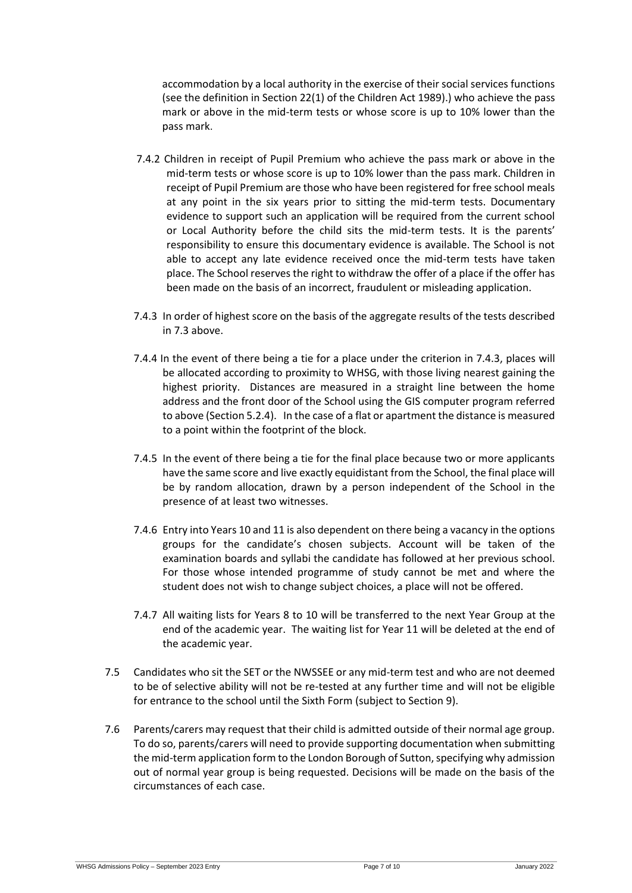accommodation by a local authority in the exercise of their social services functions (see the definition in Section 22(1) of the Children Act 1989).) who achieve the pass mark or above in the mid-term tests or whose score is up to 10% lower than the pass mark.

7.4.2 Children in receipt of Pupil Premium who achieve the pass mark or above in the mid-term tests or whose score is up to 10% lower than the pass mark. Children in receipt of Pupil Premium are those who have been registered for free school meals at any point in the six years prior to sitting the mid-term tests. Documentary evidence to support such an application will be required from the current school or Local Authority before the child sits the mid-term tests. It is the parents' responsibility to ensure this documentary evidence is available. The School is not able to accept any late evidence received once the mid-term tests have taken place. The School reserves the right to withdraw the offer of a place if the offer has been made on the basis of an incorrect, fraudulent or misleading application.

7.4.3 In order of highest score on the basis of the aggregate results of the tests described in 7.3 above.

7.4.4 In the event of there being a tie for a place under the criterion in 7.4.3, places will be allocated according to proximity to WHSG, with those living nearest gaining the highest priority. Distances are measured in a straight line between the home address and the front door of the School using the GIS computer program referred to above (Section 5.2.4). In the case of a flat or apartment the distance is measured to a point within the footprint of the block.

7.4.5 In the event of there being a tie for the final place because two or more applicants have the same score and live exactly equidistant from the School, the final place will be by random allocation, drawn by a person independent of the School in the presence of at least two witnesses.

7.4.6 Entry into Years 10 and 11 is also dependent on there being a vacancy in the options groups for the candidate's chosen subjects. Account will be taken of the examination boards and syllabi the candidate has followed at her previous school. For those whose intended programme of study cannot be met and where the student does not wish to change subject choices, a place will not be offered.

7.4.7 All waiting lists for Years 8 to 10 will be transferred to the next Year Group at the end of the academic year. The waiting list for Year 11 will be deleted at the end of the academic year.

7.5 Candidates who sit the SET or the NWSSEE or any mid-term test and who are not deemed to be of selective ability will not be re-tested at any further time and will not be eligible for entrance to the school until the Sixth Form (subject to Section 9).

7.6 Parents/carers may request that their child is admitted outside of their normal age group. To do so, parents/carers will need to provide supporting documentation when submitting the mid-term application form to the London Borough of Sutton, specifying why admission out of normal year group is being requested. Decisions will be made on the basis of the circumstances of each case.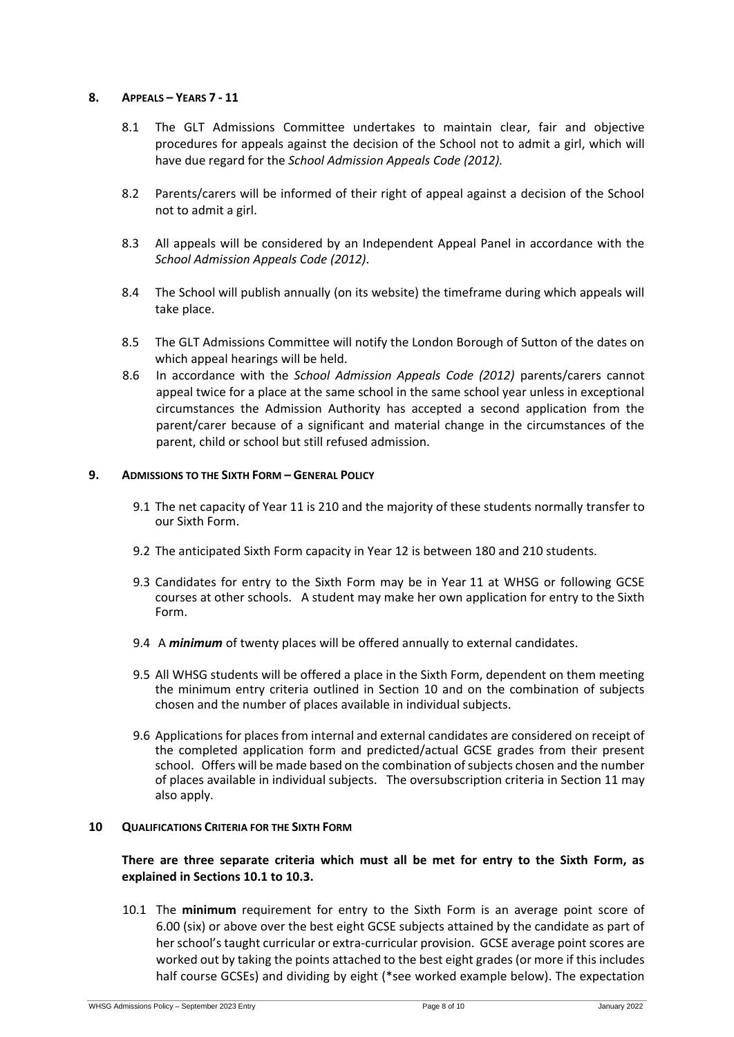## 8. Appeals – Years 7 - 11

8.1 The GLT Admissions Committee undertakes to maintain clear, fair and objective procedures for appeals against the decision of the School not to admit a girl, which will have due regard for the *School Admission Appeals Code (2012).*

8.2 Parents/carers will be informed of their right of appeal against a decision of the School not to admit a girl.

8.3 All appeals will be considered by an Independent Appeal Panel in accordance with the *School Admission Appeals Code (2012)*.

8.4 The School will publish annually (on its website) the timeframe during which appeals will take place.

8.5 The GLT Admissions Committee will notify the London Borough of Sutton of the dates on which appeal hearings will be held.

8.6 In accordance with the *School Admission Appeals Code (2012)* parents/carers cannot appeal twice for a place at the same school in the same school year unless in exceptional circumstances the Admission Authority has accepted a second application from the parent/carer because of a significant and material change in the circumstances of the parent, child or school but still refused admission.

## 9. Admissions to the Sixth Form – General Policy

9.1 The net capacity of Year 11 is 210 and the majority of these students normally transfer to our Sixth Form.

9.2 The anticipated Sixth Form capacity in Year 12 is between 180 and 210 students.

9.3 Candidates for entry to the Sixth Form may be in Year 11 at WHSG or following GCSE courses at other schools. A student may make her own application for entry to the Sixth Form.

9.4 A ***minimum*** of twenty places will be offered annually to external candidates.

9.5 All WHSG students will be offered a place in the Sixth Form, dependent on them meeting the minimum entry criteria outlined in Section 10 and on the combination of subjects chosen and the number of places available in individual subjects.

9.6 Applications for places from internal and external candidates are considered on receipt of the completed application form and predicted/actual GCSE grades from their present school. Offers will be made based on the combination of subjects chosen and the number of places available in individual subjects. The oversubscription criteria in Section 11 may also apply.

## 10 Qualifications Criteria for the Sixth Form

**There are three separate criteria which must all be met for entry to the Sixth Form, as explained in Sections 10.1 to 10.3.**

10.1 The **minimum** requirement for entry to the Sixth Form is an average point score of 6.00 (six) or above over the best eight GCSE subjects attained by the candidate as part of her school's taught curricular or extra-curricular provision. GCSE average point scores are worked out by taking the points attached to the best eight grades (or more if this includes half course GCSEs) and dividing by eight (*see worked example below). The expectation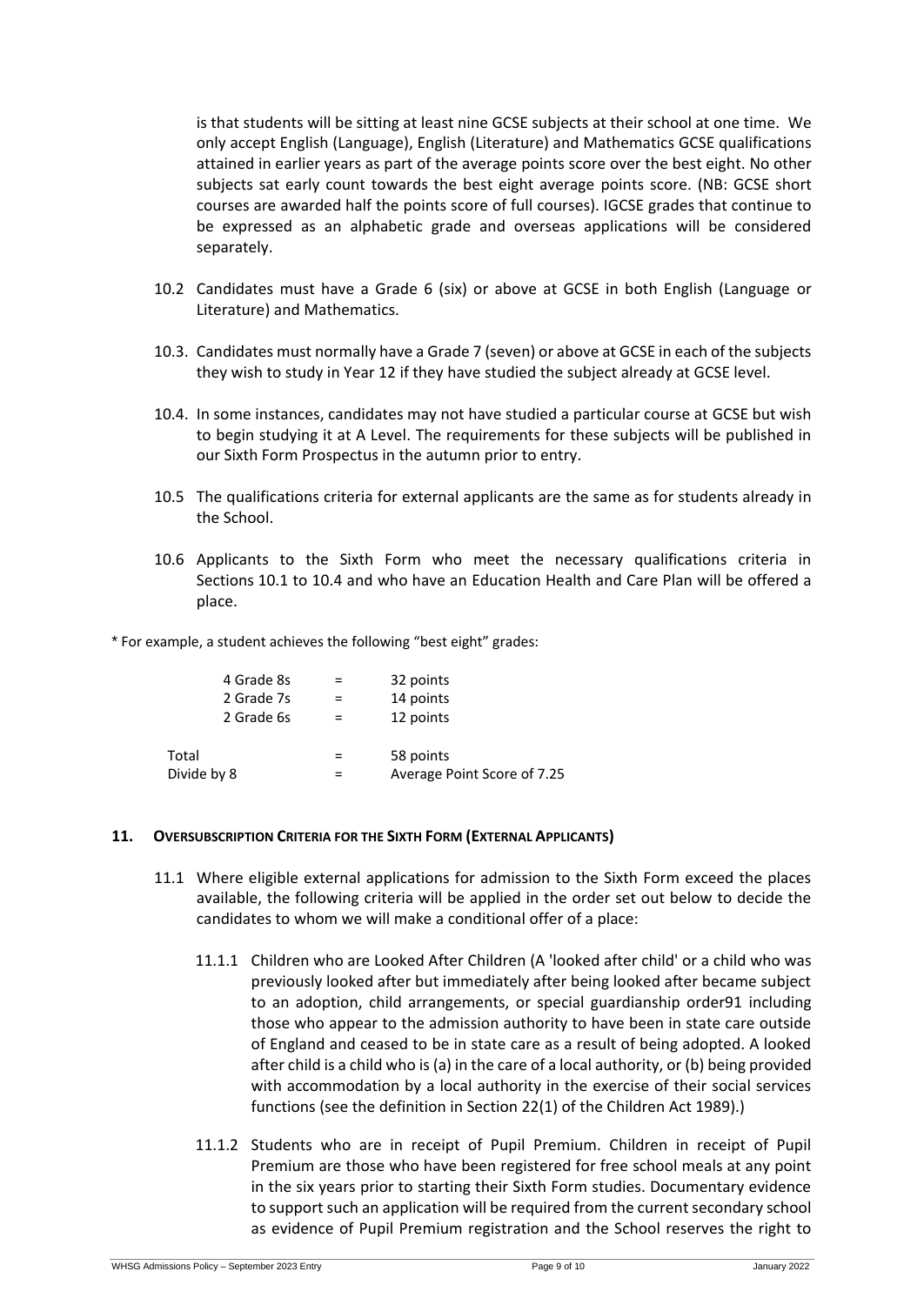is that students will be sitting at least nine GCSE subjects at their school at one time. We only accept English (Language), English (Literature) and Mathematics GCSE qualifications attained in earlier years as part of the average points score over the best eight. No other subjects sat early count towards the best eight average points score. (NB: GCSE short courses are awarded half the points score of full courses). IGCSE grades that continue to be expressed as an alphabetic grade and overseas applications will be considered separately.

10.2 Candidates must have a Grade 6 (six) or above at GCSE in both English (Language or Literature) and Mathematics.

10.3. Candidates must normally have a Grade 7 (seven) or above at GCSE in each of the subjects they wish to study in Year 12 if they have studied the subject already at GCSE level.

10.4. In some instances, candidates may not have studied a particular course at GCSE but wish to begin studying it at A Level. The requirements for these subjects will be published in our Sixth Form Prospectus in the autumn prior to entry.

10.5 The qualifications criteria for external applicants are the same as for students already in the School.

10.6 Applicants to the Sixth Form who meet the necessary qualifications criteria in Sections 10.1 to 10.4 and who have an Education Health and Care Plan will be offered a place.

* For example, a student achieves the following "best eight" grades:

| | | |
|---|---|---|
| 4 Grade 8s | = | 32 points |
| 2 Grade 7s | = | 14 points |
| 2 Grade 6s | = | 12 points |
| Total | = | 58 points |
| Divide by 8 | = | Average Point Score of 7.25 |

## 11. Oversubscription Criteria for the Sixth Form (External Applicants)

11.1 Where eligible external applications for admission to the Sixth Form exceed the places available, the following criteria will be applied in the order set out below to decide the candidates to whom we will make a conditional offer of a place:

11.1.1 Children who are Looked After Children (A 'looked after child' or a child who was previously looked after but immediately after being looked after became subject to an adoption, child arrangements, or special guardianship order91 including those who appear to the admission authority to have been in state care outside of England and ceased to be in state care as a result of being adopted. A looked after child is a child who is (a) in the care of a local authority, or (b) being provided with accommodation by a local authority in the exercise of their social services functions (see the definition in Section 22(1) of the Children Act 1989).)

11.1.2 Students who are in receipt of Pupil Premium. Children in receipt of Pupil Premium are those who have been registered for free school meals at any point in the six years prior to starting their Sixth Form studies. Documentary evidence to support such an application will be required from the current secondary school as evidence of Pupil Premium registration and the School reserves the right to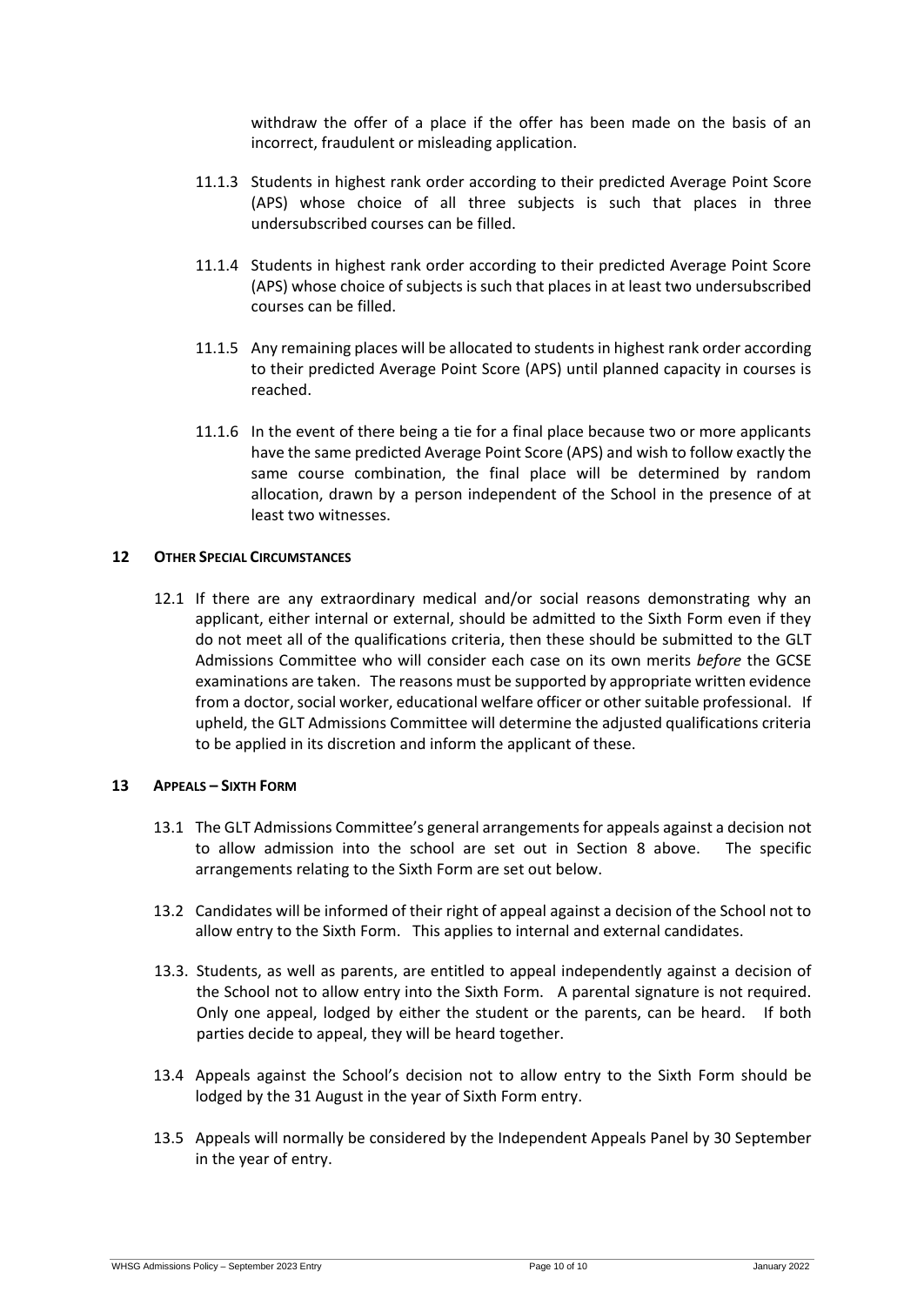withdraw the offer of a place if the offer has been made on the basis of an incorrect, fraudulent or misleading application.

11.1.3 Students in highest rank order according to their predicted Average Point Score (APS) whose choice of all three subjects is such that places in three undersubscribed courses can be filled.

11.1.4 Students in highest rank order according to their predicted Average Point Score (APS) whose choice of subjects is such that places in at least two undersubscribed courses can be filled.

11.1.5 Any remaining places will be allocated to students in highest rank order according to their predicted Average Point Score (APS) until planned capacity in courses is reached.

11.1.6 In the event of there being a tie for a final place because two or more applicants have the same predicted Average Point Score (APS) and wish to follow exactly the same course combination, the final place will be determined by random allocation, drawn by a person independent of the School in the presence of at least two witnesses.

## 12 OTHER SPECIAL CIRCUMSTANCES

12.1 If there are any extraordinary medical and/or social reasons demonstrating why an applicant, either internal or external, should be admitted to the Sixth Form even if they do not meet all of the qualifications criteria, then these should be submitted to the GLT Admissions Committee who will consider each case on its own merits *before* the GCSE examinations are taken. The reasons must be supported by appropriate written evidence from a doctor, social worker, educational welfare officer or other suitable professional. If upheld, the GLT Admissions Committee will determine the adjusted qualifications criteria to be applied in its discretion and inform the applicant of these.

## 13 APPEALS – SIXTH FORM

13.1 The GLT Admissions Committee's general arrangements for appeals against a decision not to allow admission into the school are set out in Section 8 above. The specific arrangements relating to the Sixth Form are set out below.

13.2 Candidates will be informed of their right of appeal against a decision of the School not to allow entry to the Sixth Form. This applies to internal and external candidates.

13.3. Students, as well as parents, are entitled to appeal independently against a decision of the School not to allow entry into the Sixth Form. A parental signature is not required. Only one appeal, lodged by either the student or the parents, can be heard. If both parties decide to appeal, they will be heard together.

13.4 Appeals against the School's decision not to allow entry to the Sixth Form should be lodged by the 31 August in the year of Sixth Form entry.

13.5 Appeals will normally be considered by the Independent Appeals Panel by 30 September in the year of entry.